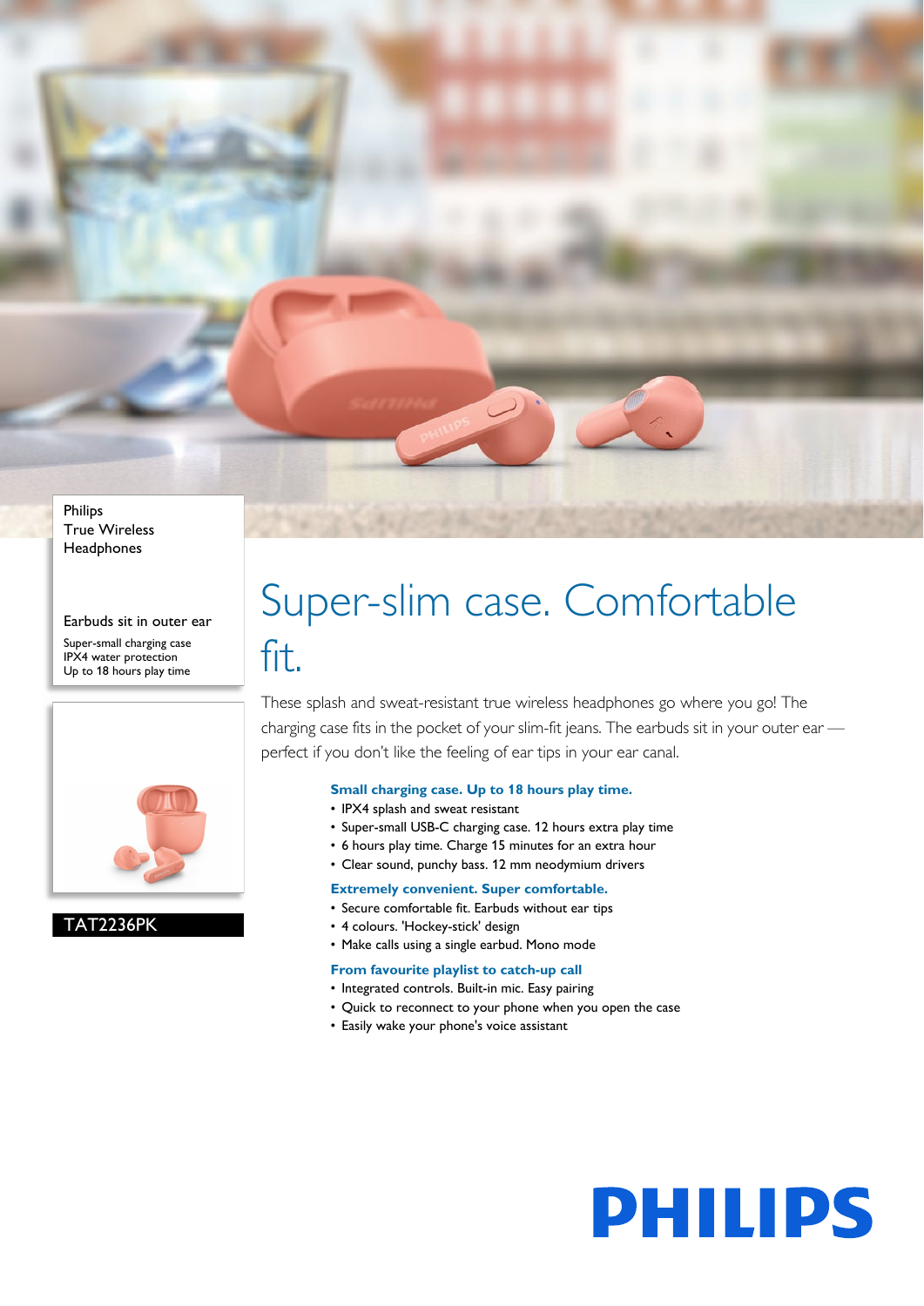Philips
True Wireless
Headphones

Earbuds sit in outer ear

Super-small charging case
IPX4 water protection
Up to 18 hours play time

TAT2236PK

# Super-slim case. Comfortable fit.

These splash and sweat-resistant true wireless headphones go where you go! The charging case fits in the pocket of your slim-fit jeans. The earbuds sit in your outer ear — perfect if you don't like the feeling of ear tips in your ear canal.

### Small charging case. Up to 18 hours play time.

- IPX4 splash and sweat resistant
- Super-small USB-C charging case. 12 hours extra play time
- 6 hours play time. Charge 15 minutes for an extra hour
- Clear sound, punchy bass. 12 mm neodymium drivers

### Extremely convenient. Super comfortable.

- Secure comfortable fit. Earbuds without ear tips
- 4 colours. 'Hockey-stick' design
- Make calls using a single earbud. Mono mode

### From favourite playlist to catch-up call

- Integrated controls. Built-in mic. Easy pairing
- Quick to reconnect to your phone when you open the case
- Easily wake your phone's voice assistant

PHILIPS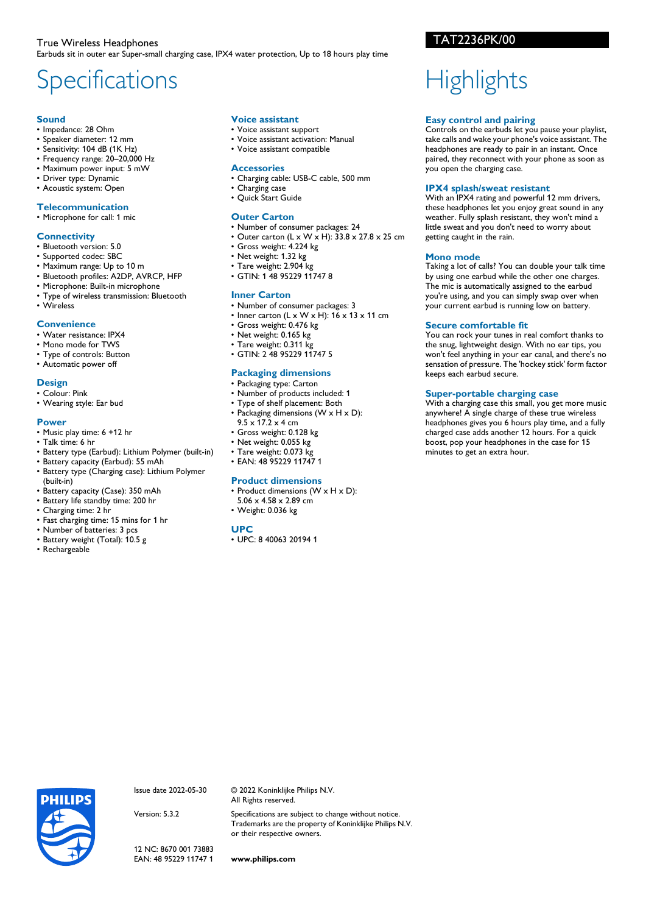True Wireless Headphones

Earbuds sit in outer ear Super-small charging case, IPX4 water protection, Up to 18 hours play time

TAT2236PK/00

# Specifications

### Sound
- Impedance: 28 Ohm
- Speaker diameter: 12 mm
- Sensitivity: 104 dB (1K Hz)
- Frequency range: 20–20,000 Hz
- Maximum power input: 5 mW
- Driver type: Dynamic
- Acoustic system: Open

### Telecommunication
- Microphone for call: 1 mic

### Connectivity
- Bluetooth version: 5.0
- Supported codec: SBC
- Maximum range: Up to 10 m
- Bluetooth profiles: A2DP, AVRCP, HFP
- Microphone: Built-in microphone
- Type of wireless transmission: Bluetooth
- Wireless

### Convenience
- Water resistance: IPX4
- Mono mode for TWS
- Type of controls: Button
- Automatic power off

### Design
- Colour: Pink
- Wearing style: Ear bud

### Power
- Music play time: 6 +12 hr
- Talk time: 6 hr
- Battery type (Earbud): Lithium Polymer (built-in)
- Battery capacity (Earbud): 55 mAh
- Battery type (Charging case): Lithium Polymer (built-in)
- Battery capacity (Case): 350 mAh
- Battery life standby time: 200 hr
- Charging time: 2 hr
- Fast charging time: 15 mins for 1 hr
- Number of batteries: 3 pcs
- Battery weight (Total): 10.5 g
- Rechargeable

### Voice assistant
- Voice assistant support
- Voice assistant activation: Manual
- Voice assistant compatible

### Accessories
- Charging cable: USB-C cable, 500 mm
- Charging case
- Quick Start Guide

### Outer Carton
- Number of consumer packages: 24
- Outer carton (L x W x H): 33.8 x 27.8 x 25 cm
- Gross weight: 4.224 kg
- Net weight: 1.32 kg
- Tare weight: 2.904 kg
- GTIN: 1 48 95229 11747 8

### Inner Carton
- Number of consumer packages: 3
- Inner carton (L x W x H): 16 x 13 x 11 cm
- Gross weight: 0.476 kg
- Net weight: 0.165 kg
- Tare weight: 0.311 kg
- GTIN: 2 48 95229 11747 5

### Packaging dimensions
- Packaging type: Carton
- Number of products included: 1
- Type of shelf placement: Both
- Packaging dimensions (W x H x D): 9.5 x 17.2 x 4 cm
- Gross weight: 0.128 kg
- Net weight: 0.055 kg
- Tare weight: 0.073 kg
- EAN: 48 95229 11747 1

### Product dimensions
- Product dimensions (W x H x D): 5.06 x 4.58 x 2.89 cm
- Weight: 0.036 kg

### UPC
- UPC: 8 40063 20194 1

# Highlights

### Easy control and pairing
Controls on the earbuds let you pause your playlist, take calls and wake your phone's voice assistant. The headphones are ready to pair in an instant. Once paired, they reconnect with your phone as soon as you open the charging case.

### IPX4 splash/sweat resistant
With an IPX4 rating and powerful 12 mm drivers, these headphones let you enjoy great sound in any weather. Fully splash resistant, they won't mind a little sweat and you don't need to worry about getting caught in the rain.

### Mono mode
Taking a lot of calls? You can double your talk time by using one earbud while the other one charges. The mic is automatically assigned to the earbud you're using, and you can simply swap over when your current earbud is running low on battery.

### Secure comfortable fit
You can rock your tunes in real comfort thanks to the snug, lightweight design. With no ear tips, you won't feel anything in your ear canal, and there's no sensation of pressure. The 'hockey stick' form factor keeps each earbud secure.

### Super-portable charging case
With a charging case this small, you get more music anywhere! A single charge of these true wireless headphones gives you 6 hours play time, and a fully charged case adds another 12 hours. For a quick boost, pop your headphones in the case for 15 minutes to get an extra hour.

Issue date 2022-05-30

Version: 5.3.2

12 NC: 8670 001 73883
EAN: 48 95229 11747 1

© 2022 Koninklijke Philips N.V.
All Rights reserved.

Specifications are subject to change without notice. Trademarks are the property of Koninklijke Philips N.V. or their respective owners.

**www.philips.com**